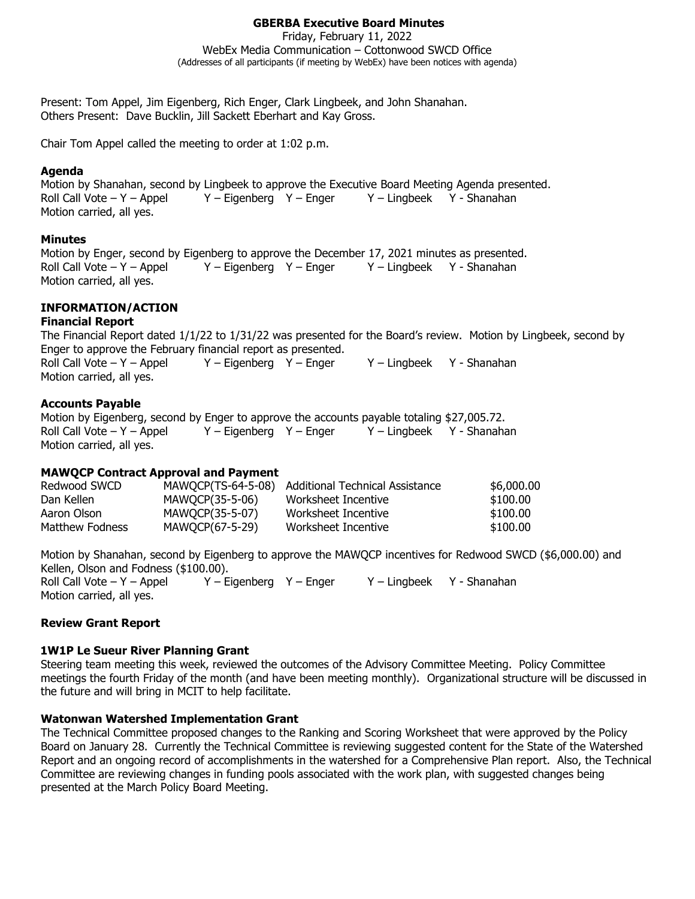# GBERBA Executive Board Minutes

Friday, February 11, 2022
WebEx Media Communication – Cottonwood SWCD Office
(Addresses of all participants (if meeting by WebEx) have been notices with agenda)

Present: Tom Appel, Jim Eigenberg, Rich Enger, Clark Lingbeek, and John Shanahan.
Others Present: Dave Bucklin, Jill Sackett Eberhart and Kay Gross.

Chair Tom Appel called the meeting to order at 1:02 p.m.

**Agenda**

Motion by Shanahan, second by Lingbeek to approve the Executive Board Meeting Agenda presented.
Roll Call Vote – Y – Appel Y – Eigenberg Y – Enger Y – Lingbeek Y - Shanahan
Motion carried, all yes.

**Minutes**

Motion by Enger, second by Eigenberg to approve the December 17, 2021 minutes as presented.
Roll Call Vote – Y – Appel Y – Eigenberg Y – Enger Y – Lingbeek Y - Shanahan
Motion carried, all yes.

**INFORMATION/ACTION**

**Financial Report**

The Financial Report dated 1/1/22 to 1/31/22 was presented for the Board's review. Motion by Lingbeek, second by Enger to approve the February financial report as presented.
Roll Call Vote – Y – Appel Y – Eigenberg Y – Enger Y – Lingbeek Y - Shanahan
Motion carried, all yes.

**Accounts Payable**

Motion by Eigenberg, second by Enger to approve the accounts payable totaling $27,005.72.
Roll Call Vote – Y – Appel Y – Eigenberg Y – Enger Y – Lingbeek Y - Shanahan
Motion carried, all yes.

**MAWQCP Contract Approval and Payment**

| | | | |
|---|---|---|---|
| Redwood SWCD | MAWQCP(TS-64-5-08) | Additional Technical Assistance | $6,000.00 |
| Dan Kellen | MAWQCP(35-5-06) | Worksheet Incentive | $100.00 |
| Aaron Olson | MAWQCP(35-5-07) | Worksheet Incentive | $100.00 |
| Matthew Fodness | MAWQCP(67-5-29) | Worksheet Incentive | $100.00 |

Motion by Shanahan, second by Eigenberg to approve the MAWQCP incentives for Redwood SWCD ($6,000.00) and Kellen, Olson and Fodness ($100.00).
Roll Call Vote – Y – Appel Y – Eigenberg Y – Enger Y – Lingbeek Y - Shanahan
Motion carried, all yes.

**Review Grant Report**

**1W1P Le Sueur River Planning Grant**

Steering team meeting this week, reviewed the outcomes of the Advisory Committee Meeting. Policy Committee meetings the fourth Friday of the month (and have been meeting monthly). Organizational structure will be discussed in the future and will bring in MCIT to help facilitate.

**Watonwan Watershed Implementation Grant**

The Technical Committee proposed changes to the Ranking and Scoring Worksheet that were approved by the Policy Board on January 28. Currently the Technical Committee is reviewing suggested content for the State of the Watershed Report and an ongoing record of accomplishments in the watershed for a Comprehensive Plan report. Also, the Technical Committee are reviewing changes in funding pools associated with the work plan, with suggested changes being presented at the March Policy Board Meeting.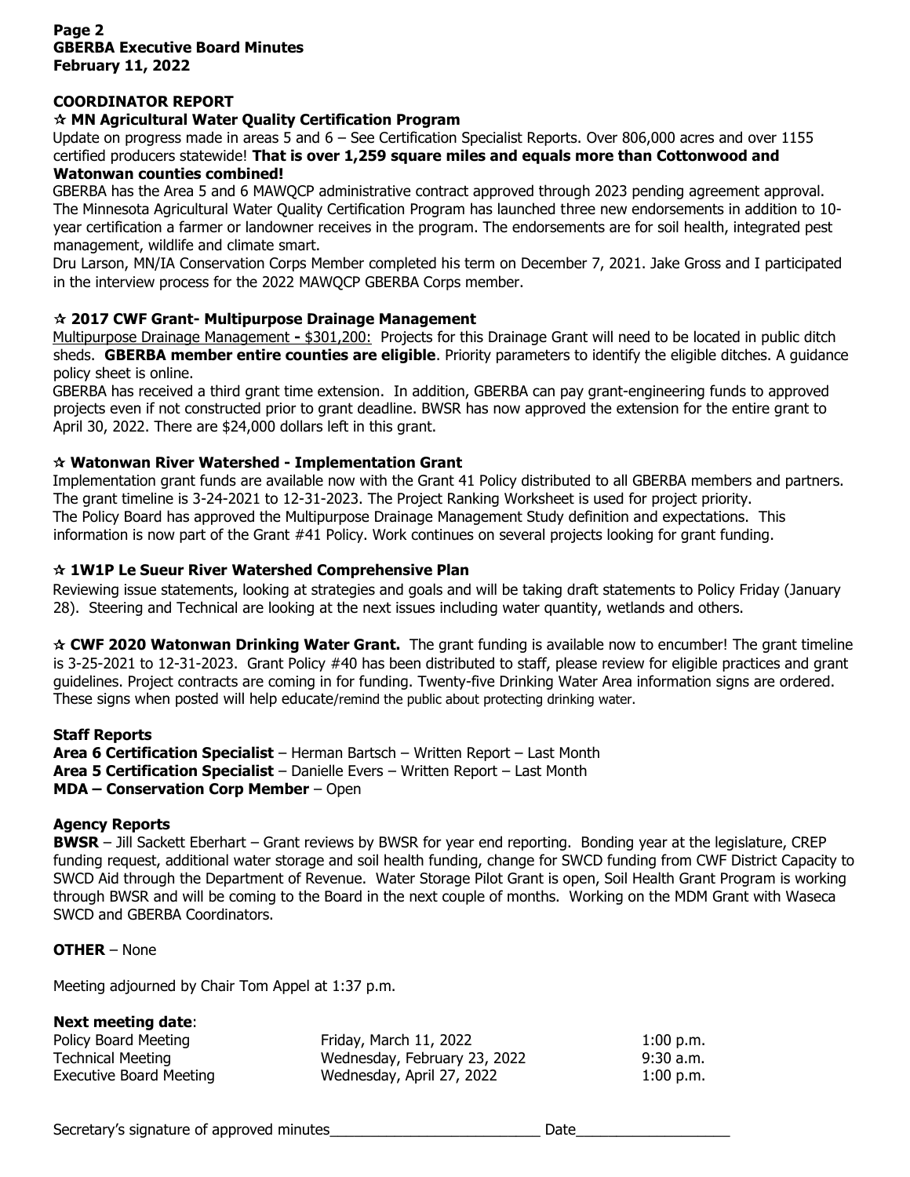**COORDINATOR REPORT**

**☆ MN Agricultural Water Quality Certification Program**

Update on progress made in areas 5 and 6 – See Certification Specialist Reports. Over 806,000 acres and over 1155 certified producers statewide! **That is over 1,259 square miles and equals more than Cottonwood and Watonwan counties combined!**

GBERBA has the Area 5 and 6 MAWQCP administrative contract approved through 2023 pending agreement approval. The Minnesota Agricultural Water Quality Certification Program has launched three new endorsements in addition to 10-year certification a farmer or landowner receives in the program. The endorsements are for soil health, integrated pest management, wildlife and climate smart.

Dru Larson, MN/IA Conservation Corps Member completed his term on December 7, 2021. Jake Gross and I participated in the interview process for the 2022 MAWQCP GBERBA Corps member.

**☆ 2017 CWF Grant- Multipurpose Drainage Management**

Multipurpose Drainage Management **-** $301,200: Projects for this Drainage Grant will need to be located in public ditch sheds. **GBERBA member entire counties are eligible**. Priority parameters to identify the eligible ditches. A guidance policy sheet is online.

GBERBA has received a third grant time extension. In addition, GBERBA can pay grant-engineering funds to approved projects even if not constructed prior to grant deadline. BWSR has now approved the extension for the entire grant to April 30, 2022. There are $24,000 dollars left in this grant.

**☆ Watonwan River Watershed - Implementation Grant**

Implementation grant funds are available now with the Grant 41 Policy distributed to all GBERBA members and partners. The grant timeline is 3-24-2021 to 12-31-2023. The Project Ranking Worksheet is used for project priority.
The Policy Board has approved the Multipurpose Drainage Management Study definition and expectations. This information is now part of the Grant #41 Policy. Work continues on several projects looking for grant funding.

**☆ 1W1P Le Sueur River Watershed Comprehensive Plan**

Reviewing issue statements, looking at strategies and goals and will be taking draft statements to Policy Friday (January 28). Steering and Technical are looking at the next issues including water quantity, wetlands and others.

**☆ CWF 2020 Watonwan Drinking Water Grant.** The grant funding is available now to encumber! The grant timeline is 3-25-2021 to 12-31-2023. Grant Policy #40 has been distributed to staff, please review for eligible practices and grant guidelines. Project contracts are coming in for funding. Twenty-five Drinking Water Area information signs are ordered. These signs when posted will help educate/remind the public about protecting drinking water.

**Staff Reports**

**Area 6 Certification Specialist** – Herman Bartsch – Written Report – Last Month
**Area 5 Certification Specialist** – Danielle Evers – Written Report – Last Month
**MDA – Conservation Corp Member** – Open

**Agency Reports**

**BWSR** – Jill Sackett Eberhart – Grant reviews by BWSR for year end reporting. Bonding year at the legislature, CREP funding request, additional water storage and soil health funding, change for SWCD funding from CWF District Capacity to SWCD Aid through the Department of Revenue. Water Storage Pilot Grant is open, Soil Health Grant Program is working through BWSR and will be coming to the Board in the next couple of months. Working on the MDM Grant with Waseca SWCD and GBERBA Coordinators.

**OTHER** – None

Meeting adjourned by Chair Tom Appel at 1:37 p.m.

**Next meeting date**:

| | | |
|---|---|---|
| Policy Board Meeting | Friday, March 11, 2022 | 1:00 p.m. |
| Technical Meeting | Wednesday, February 23, 2022 | 9:30 a.m. |
| Executive Board Meeting | Wednesday, April 27, 2022 | 1:00 p.m. |

Secretary's signature of approved minutes_________________________ Date__________________